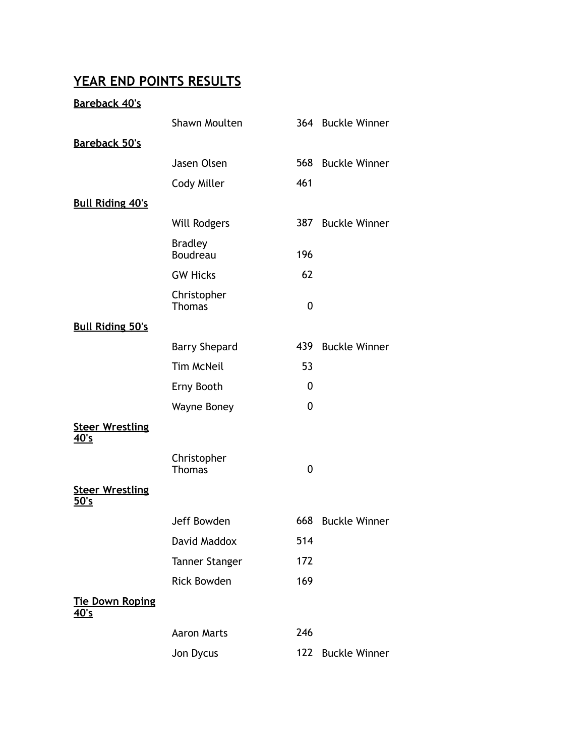# YEAR END POINTS RESULTS

## Bareback 40's

| | | |
|---|---|---|
| Shawn Moulten | 364 | Buckle Winner |

## Bareback 50's

| | | |
|---|---|---|
| Jasen Olsen | 568 | Buckle Winner |
| Cody Miller | 461 | |

## Bull Riding 40's

| | | |
|---|---|---|
| Will Rodgers | 387 | Buckle Winner |
| Bradley Boudreau | 196 | |
| GW Hicks | 62 | |
| Christopher Thomas | 0 | |

## Bull Riding 50's

| | | |
|---|---|---|
| Barry Shepard | 439 | Buckle Winner |
| Tim McNeil | 53 | |
| Erny Booth | 0 | |
| Wayne Boney | 0 | |

## Steer Wrestling 40's

| | | |
|---|---|---|
| Christopher Thomas | 0 | |

## Steer Wrestling 50's

| | | |
|---|---|---|
| Jeff Bowden | 668 | Buckle Winner |
| David Maddox | 514 | |
| Tanner Stanger | 172 | |
| Rick Bowden | 169 | |

## Tie Down Roping 40's

| | | |
|---|---|---|
| Aaron Marts | 246 | |
| Jon Dycus | 122 | Buckle Winner |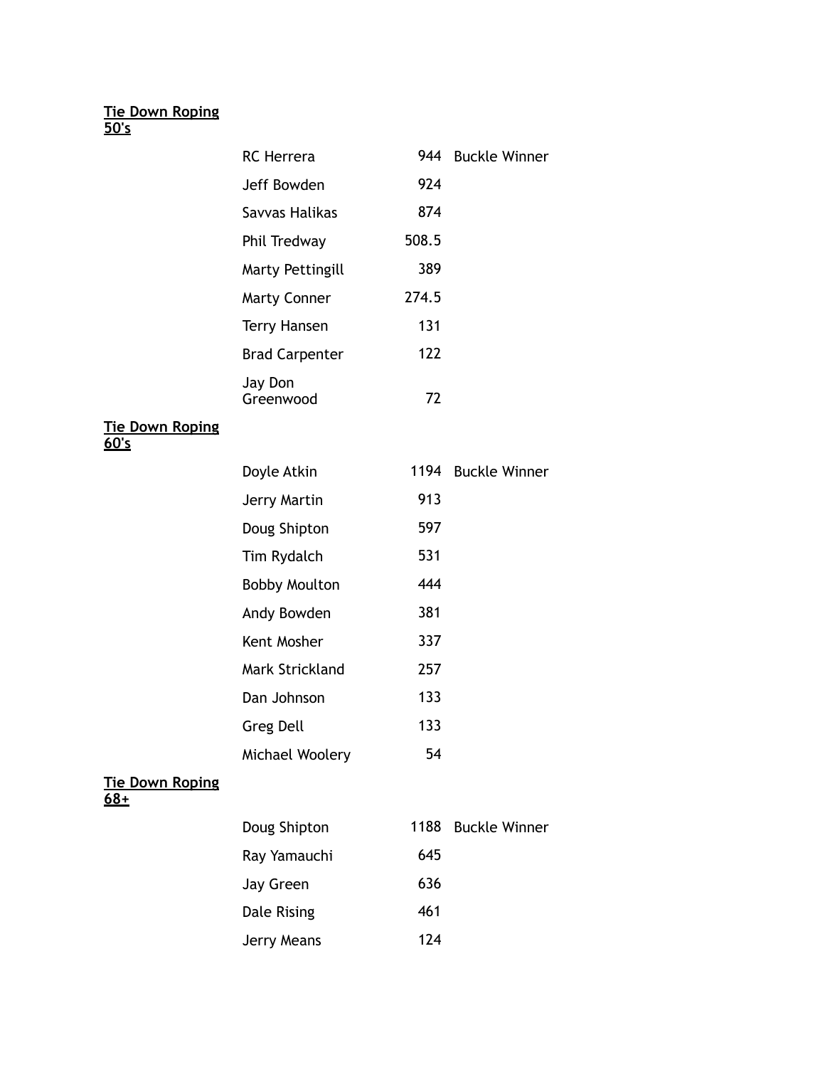**Tie Down Roping 50's**

| Name | Points | |
|---|---|---|
| RC Herrera | 944 | Buckle Winner |
| Jeff Bowden | 924 | |
| Savvas Halikas | 874 | |
| Phil Tredway | 508.5 | |
| Marty Pettingill | 389 | |
| Marty Conner | 274.5 | |
| Terry Hansen | 131 | |
| Brad Carpenter | 122 | |
| Jay Don Greenwood | 72 | |

**Tie Down Roping 60's**

| Name | Points | |
|---|---|---|
| Doyle Atkin | 1194 | Buckle Winner |
| Jerry Martin | 913 | |
| Doug Shipton | 597 | |
| Tim Rydalch | 531 | |
| Bobby Moulton | 444 | |
| Andy Bowden | 381 | |
| Kent Mosher | 337 | |
| Mark Strickland | 257 | |
| Dan Johnson | 133 | |
| Greg Dell | 133 | |
| Michael Woolery | 54 | |

**Tie Down Roping 68+**

| Name | Points | |
|---|---|---|
| Doug Shipton | 1188 | Buckle Winner |
| Ray Yamauchi | 645 | |
| Jay Green | 636 | |
| Dale Rising | 461 | |
| Jerry Means | 124 | |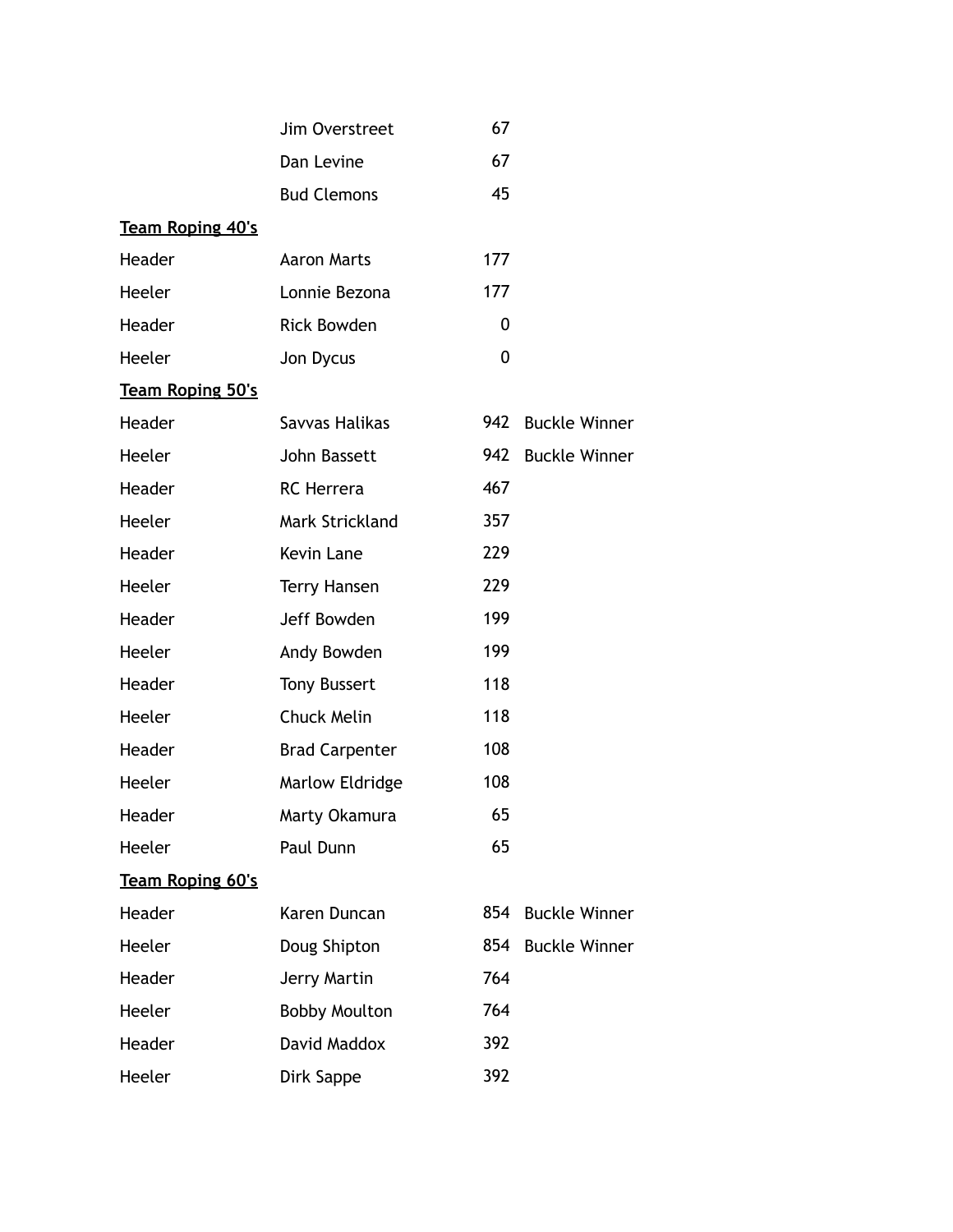| | | | |
|---|---|---|---|
| | Jim Overstreet | 67 | |
| | Dan Levine | 67 | |
| | Bud Clemons | 45 | |

**<u>Team Roping 40's</u>**

| | | | |
|---|---|---|---|
| Header | Aaron Marts | 177 | |
| Heeler | Lonnie Bezona | 177 | |
| Header | Rick Bowden | 0 | |
| Heeler | Jon Dycus | 0 | |

**<u>Team Roping 50's</u>**

| | | | |
|---|---|---|---|
| Header | Savvas Halikas | 942 | Buckle Winner |
| Heeler | John Bassett | 942 | Buckle Winner |
| Header | RC Herrera | 467 | |
| Heeler | Mark Strickland | 357 | |
| Header | Kevin Lane | 229 | |
| Heeler | Terry Hansen | 229 | |
| Header | Jeff Bowden | 199 | |
| Heeler | Andy Bowden | 199 | |
| Header | Tony Bussert | 118 | |
| Heeler | Chuck Melin | 118 | |
| Header | Brad Carpenter | 108 | |
| Heeler | Marlow Eldridge | 108 | |
| Header | Marty Okamura | 65 | |
| Heeler | Paul Dunn | 65 | |

**<u>Team Roping 60's</u>**

| | | | |
|---|---|---|---|
| Header | Karen Duncan | 854 | Buckle Winner |
| Heeler | Doug Shipton | 854 | Buckle Winner |
| Header | Jerry Martin | 764 | |
| Heeler | Bobby Moulton | 764 | |
| Header | David Maddox | 392 | |
| Heeler | Dirk Sappe | 392 | |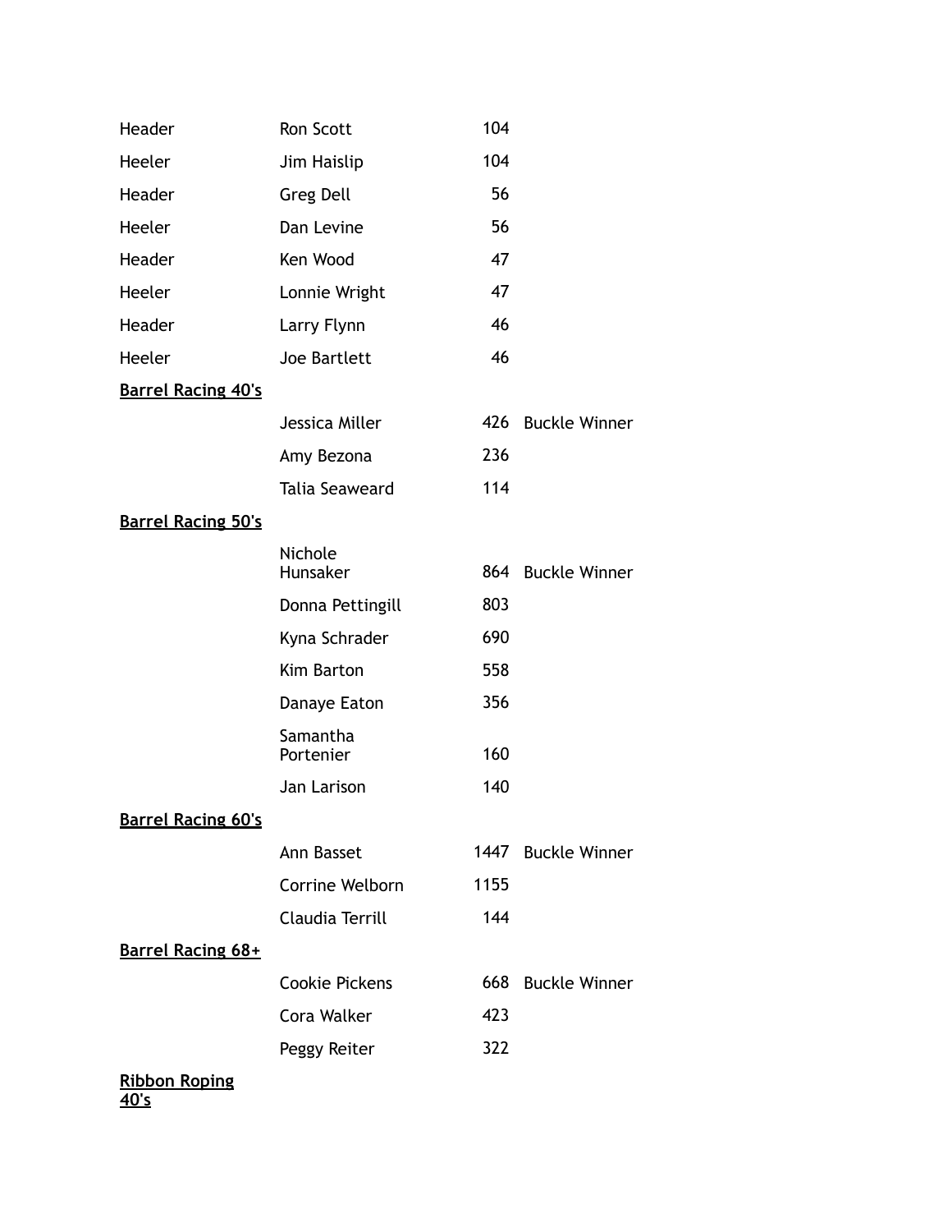| | | | |
|---|---|---|---|
| Header | Ron Scott | 104 | |
| Heeler | Jim Haislip | 104 | |
| Header | Greg Dell | 56 | |
| Heeler | Dan Levine | 56 | |
| Header | Ken Wood | 47 | |
| Heeler | Lonnie Wright | 47 | |
| Header | Larry Flynn | 46 | |
| Heeler | Joe Bartlett | 46 | |

**Barrel Racing 40's**

| | | | |
|---|---|---|---|
| | Jessica Miller | 426 | Buckle Winner |
| | Amy Bezona | 236 | |
| | Talia Seaweard | 114 | |

**Barrel Racing 50's**

| | | | |
|---|---|---|---|
| | Nichole Hunsaker | 864 | Buckle Winner |
| | Donna Pettingill | 803 | |
| | Kyna Schrader | 690 | |
| | Kim Barton | 558 | |
| | Danaye Eaton | 356 | |
| | Samantha Portenier | 160 | |
| | Jan Larison | 140 | |

**Barrel Racing 60's**

| | | | |
|---|---|---|---|
| | Ann Basset | 1447 | Buckle Winner |
| | Corrine Welborn | 1155 | |
| | Claudia Terrill | 144 | |

**Barrel Racing 68+**

| | | | |
|---|---|---|---|
| | Cookie Pickens | 668 | Buckle Winner |
| | Cora Walker | 423 | |
| | Peggy Reiter | 322 | |

**Ribbon Roping 40's**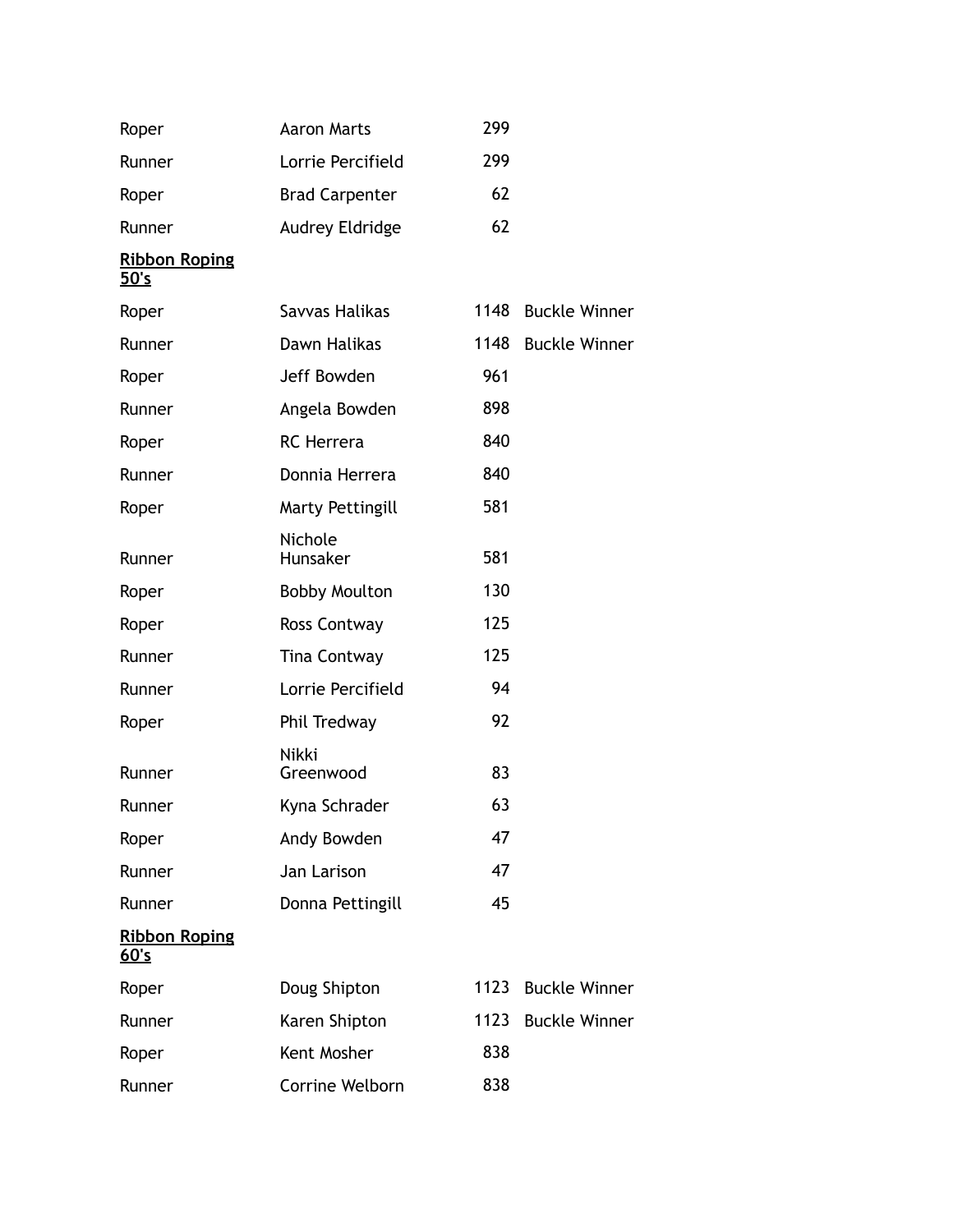| | | | |
|---|---|---|---|
| Roper | Aaron Marts | 299 | |
| Runner | Lorrie Percifield | 299 | |
| Roper | Brad Carpenter | 62 | |
| Runner | Audrey Eldridge | 62 | |

**<u>Ribbon Roping 50's</u>**

| | | | |
|---|---|---|---|
| Roper | Savvas Halikas | 1148 | Buckle Winner |
| Runner | Dawn Halikas | 1148 | Buckle Winner |
| Roper | Jeff Bowden | 961 | |
| Runner | Angela Bowden | 898 | |
| Roper | RC Herrera | 840 | |
| Runner | Donnia Herrera | 840 | |
| Roper | Marty Pettingill | 581 | |
| Runner | Nichole Hunsaker | 581 | |
| Roper | Bobby Moulton | 130 | |
| Roper | Ross Contway | 125 | |
| Runner | Tina Contway | 125 | |
| Runner | Lorrie Percifield | 94 | |
| Roper | Phil Tredway | 92 | |
| Runner | Nikki Greenwood | 83 | |
| Runner | Kyna Schrader | 63 | |
| Roper | Andy Bowden | 47 | |
| Runner | Jan Larison | 47 | |
| Runner | Donna Pettingill | 45 | |

**<u>Ribbon Roping 60's</u>**

| | | | |
|---|---|---|---|
| Roper | Doug Shipton | 1123 | Buckle Winner |
| Runner | Karen Shipton | 1123 | Buckle Winner |
| Roper | Kent Mosher | 838 | |
| Runner | Corrine Welborn | 838 | |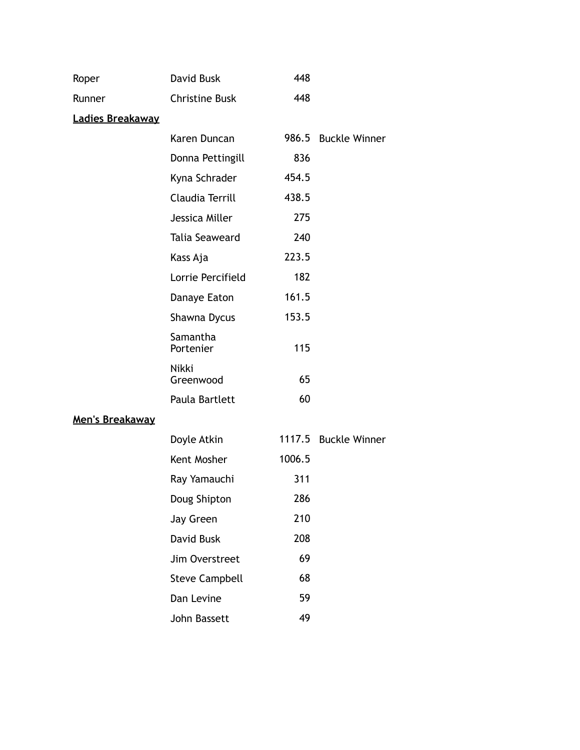| | | | |
|---|---|---|---|
| Roper | David Busk | 448 | |
| Runner | Christine Busk | 448 | |

**Ladies Breakaway**

| | | | |
|---|---|---|---|
| | Karen Duncan | 986.5 | Buckle Winner |
| | Donna Pettingill | 836 | |
| | Kyna Schrader | 454.5 | |
| | Claudia Terrill | 438.5 | |
| | Jessica Miller | 275 | |
| | Talia Seaweard | 240 | |
| | Kass Aja | 223.5 | |
| | Lorrie Percifield | 182 | |
| | Danaye Eaton | 161.5 | |
| | Shawna Dycus | 153.5 | |
| | Samantha Portenier | 115 | |
| | Nikki Greenwood | 65 | |
| | Paula Bartlett | 60 | |

**Men's Breakaway**

| | | | |
|---|---|---|---|
| | Doyle Atkin | 1117.5 | Buckle Winner |
| | Kent Mosher | 1006.5 | |
| | Ray Yamauchi | 311 | |
| | Doug Shipton | 286 | |
| | Jay Green | 210 | |
| | David Busk | 208 | |
| | Jim Overstreet | 69 | |
| | Steve Campbell | 68 | |
| | Dan Levine | 59 | |
| | John Bassett | 49 | |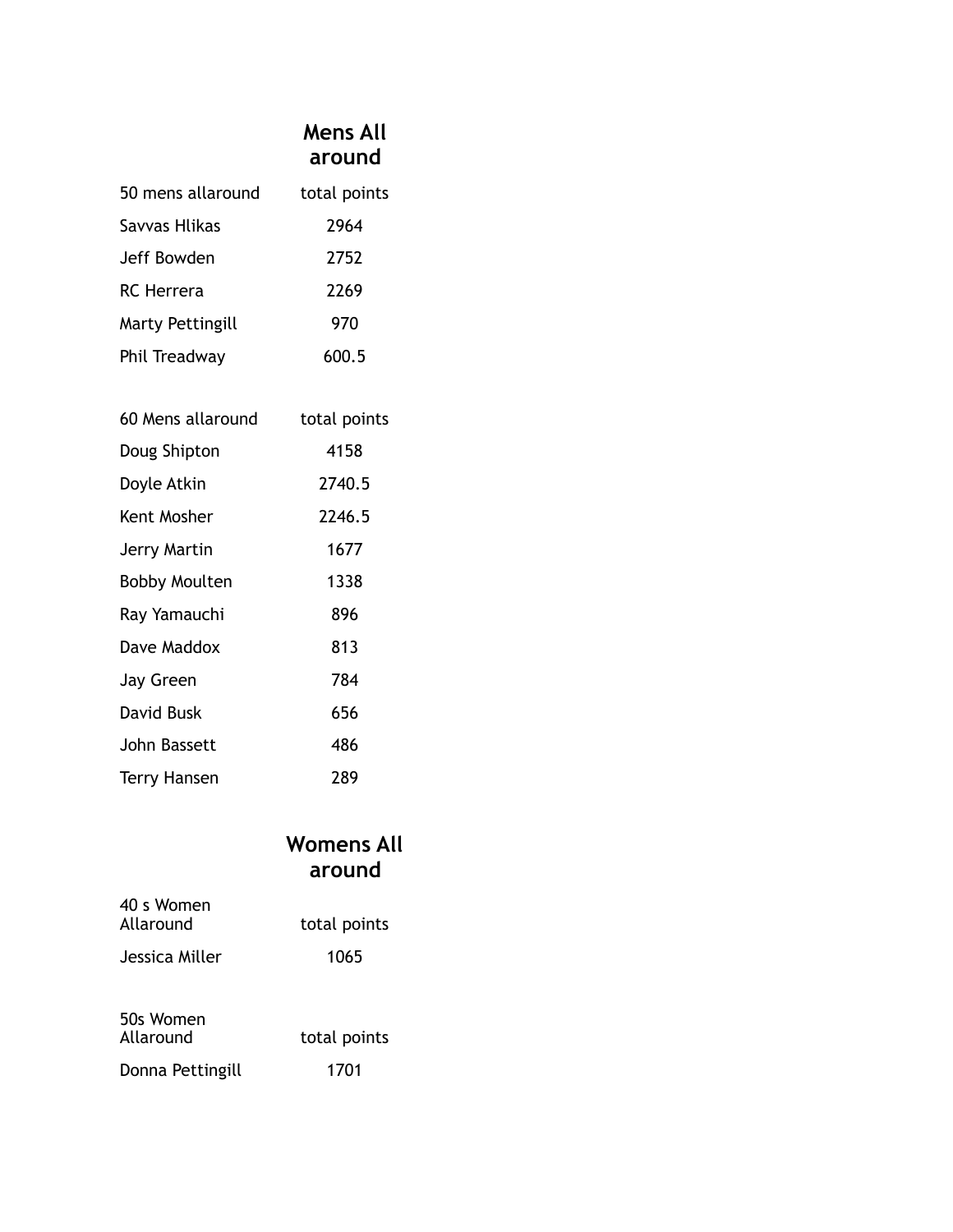## Mens All around

| 50 mens allaround | total points |
|---|---|
| Savvas Hlikas | 2964 |
| Jeff Bowden | 2752 |
| RC Herrera | 2269 |
| Marty Pettingill | 970 |
| Phil Treadway | 600.5 |

| 60 Mens allaround | total points |
|---|---|
| Doug Shipton | 4158 |
| Doyle Atkin | 2740.5 |
| Kent Mosher | 2246.5 |
| Jerry Martin | 1677 |
| Bobby Moulten | 1338 |
| Ray Yamauchi | 896 |
| Dave Maddox | 813 |
| Jay Green | 784 |
| David Busk | 656 |
| John Bassett | 486 |
| Terry Hansen | 289 |

## Womens All around

| 40 s Women Allaround | total points |
|---|---|
| Jessica Miller | 1065 |

| 50s Women Allaround | total points |
|---|---|
| Donna Pettingill | 1701 |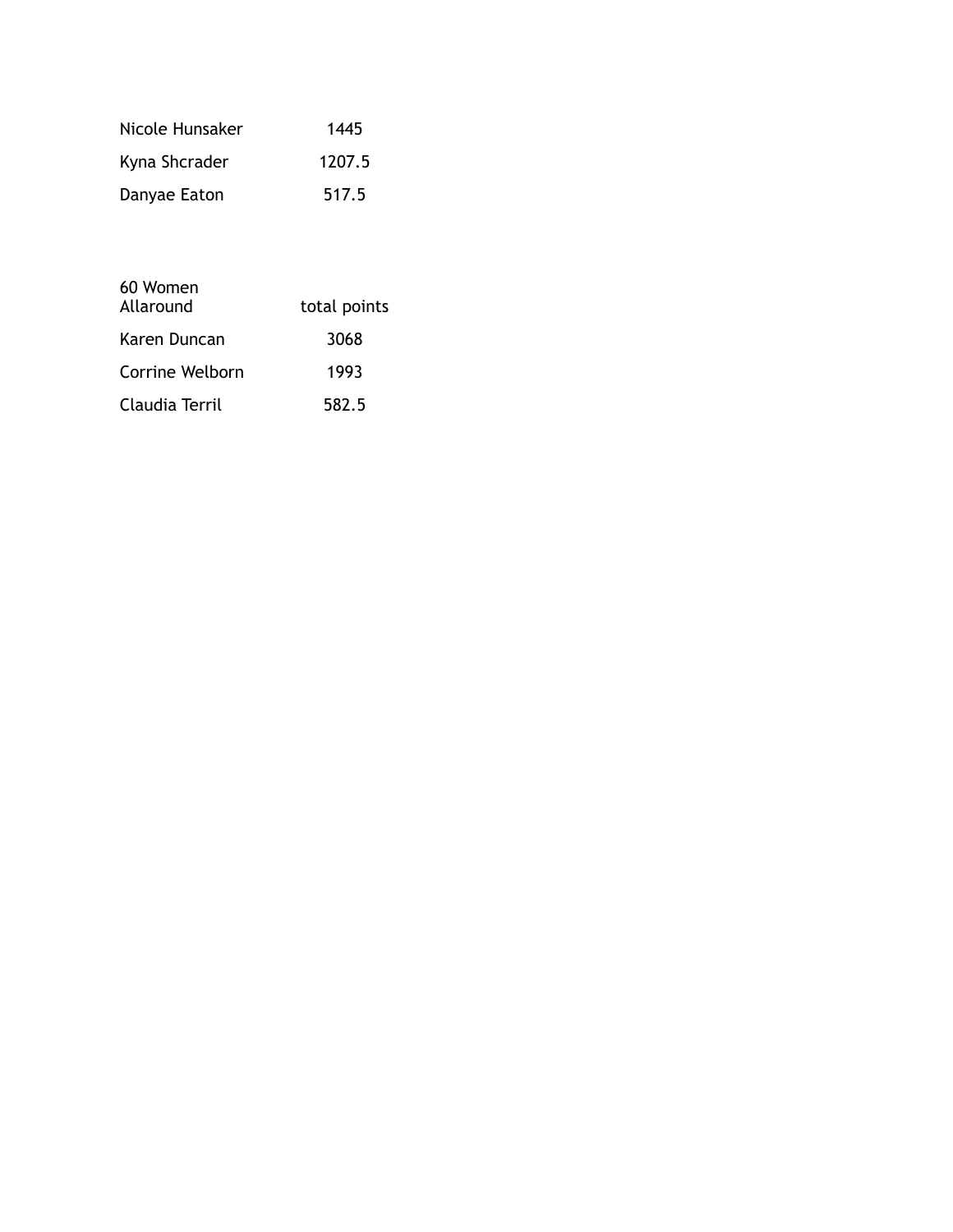| | |
|---|---|
| Nicole Hunsaker | 1445 |
| Kyna Shcrader | 1207.5 |
| Danyae Eaton | 517.5 |

| 60 Women Allaround | total points |
|---|---|
| Karen Duncan | 3068 |
| Corrine Welborn | 1993 |
| Claudia Terril | 582.5 |